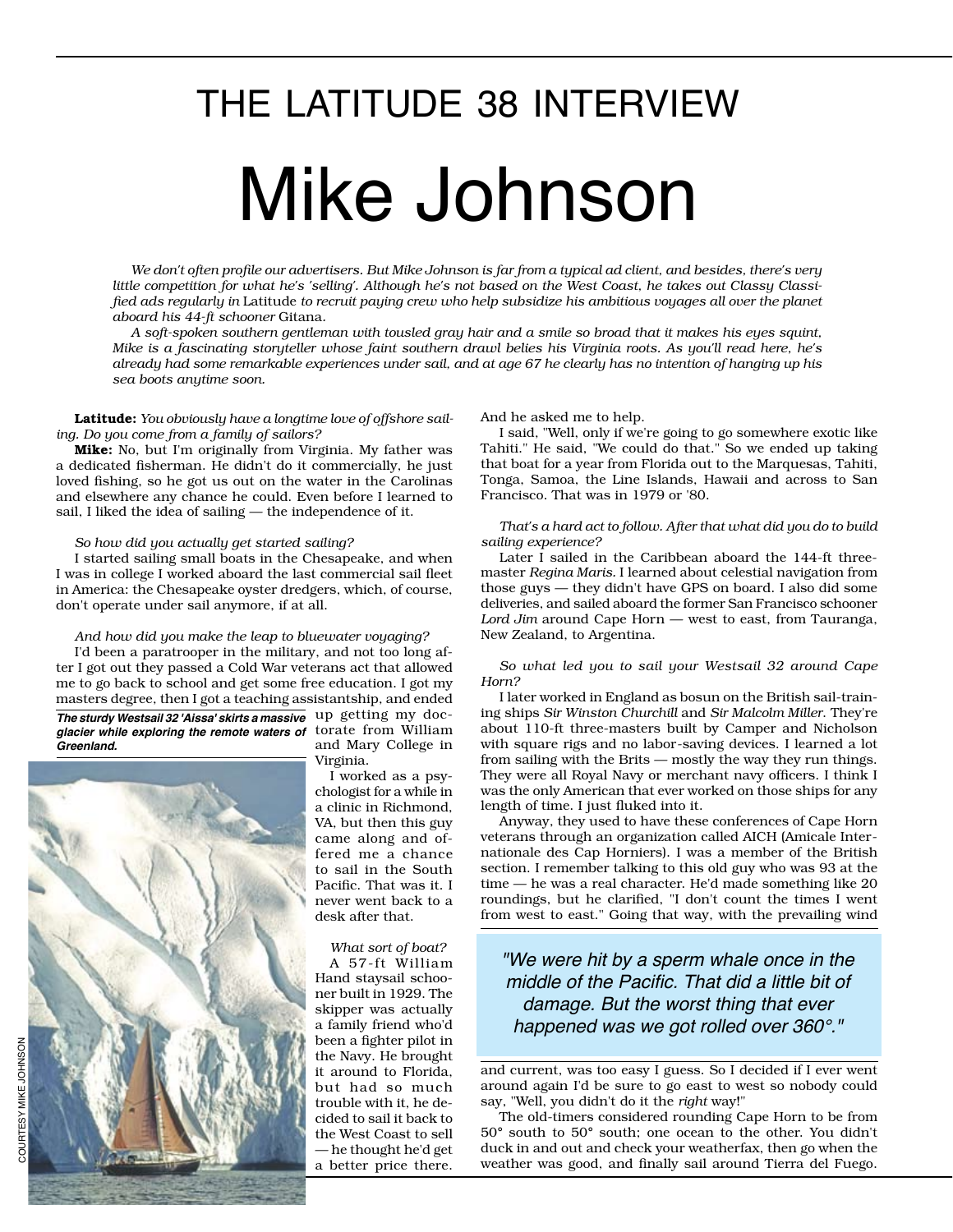# THE LATITUDE 38 INTERVIEW

# Mike Johnson

*We don't often profile our advertisers. But Mike Johnson is far from a typical ad client, and besides, there's very little competition for what he's 'selling'. Although he's not based on the West Coast, he takes out Classy Classified ads regularly in* Latitude *to recruit paying crew who help subsidize his ambitious voyages all over the planet aboard his 44-ft schooner* Gitana.

*A soft-spoken southern gentleman with tousled gray hair and a smile so broad that it makes his eyes squint, Mike is a fascinating storyteller whose faint southern drawl belies his Virginia roots. As you'll read here, he's already had some remarkable experiences under sail, and at age 67 he clearly has no intention of hanging up his sea boots anytime soon.*

**Latitude:** *You obviously have a longtime love of offshore sailing. Do you come from a family of sailors?*

**Mike:** No, but I'm originally from Virginia. My father was a dedicated fisherman. He didn't do it commercially, he just loved fishing, so he got us out on the water in the Carolinas and elsewhere any chance he could. Even before I learned to sail, I liked the idea of sailing — the independence of it.

*So how did you actually get started sailing?*

I started sailing small boats in the Chesapeake, and when I was in college I worked aboard the last commercial sail fleet in America: the Chesapeake oyster dredgers, which, of course, don't operate under sail anymore, if at all.

*And how did you make the leap to bluewater voyaging?*

I'd been a paratrooper in the military, and not too long after I got out they passed a Cold War veterans act that allowed me to go back to school and get some free education. I got my masters degree, then I got a teaching assistantship, and ended up getting my doctorate from William and Mary College in Virginia.

**The sturdy Westsail 32 'Aissa' skirts a massive glacier while exploring the remote waters of Greenland.**

COURTESY MIKE JOHNSON

I worked as a psychologist for a while in a clinic in Richmond, VA, but then this guy came along and offered me a chance to sail in the South Pacific. That was it. I never went back to a desk after that.

*What sort of boat?*

A 57-ft William Hand staysail schooner built in 1929. The skipper was actually a family friend who'd been a fighter pilot in the Navy. He brought it around to Florida, but had so much trouble with it, he decided to sail it back to the West Coast to sell — he thought he'd get a better price there. And he asked me to help.

I said, "Well, only if we're going to go somewhere exotic like Tahiti." He said, "We could do that." So we ended up taking that boat for a year from Florida out to the Marquesas, Tahiti, Tonga, Samoa, the Line Islands, Hawaii and across to San Francisco. That was in 1979 or '80.

*That's a hard act to follow. After that what did you do to build sailing experience?*

Later I sailed in the Caribbean aboard the 144-ft three-master *Regina Maris.* I learned about celestial navigation from those guys — they didn't have GPS on board. I also did some deliveries, and sailed aboard the former San Francisco schooner *Lord Jim* around Cape Horn — west to east, from Tauranga, New Zealand, to Argentina.

*So what led you to sail your Westsail 32 around Cape Horn?*

I later worked in England as bosun on the British sail-training ships *Sir Winston Churchill* and *Sir Malcolm Miller*. They're about 110-ft three-masters built by Camper and Nicholson with square rigs and no labor-saving devices. I learned a lot from sailing with the Brits — mostly the way they run things. They were all Royal Navy or merchant navy officers. I think I was the only American that ever worked on those ships for any length of time. I just fluked into it.

Anyway, they used to have these conferences of Cape Horn veterans through an organization called AICH (Amicale Internationale des Cap Horniers). I was a member of the British section. I remember talking to this old guy who was 93 at the time — he was a real character. He'd made something like 20 roundings, but he clarified, "I don't count the times I went from west to east." Going that way, with the prevailing wind and current, was too easy I guess. So I decided if I ever went around again I'd be sure to go east to west so nobody could say, "Well, you didn't do it the *right* way!"

> "We were hit by a sperm whale once in the middle of the Pacific. That did a little bit of damage. But the worst thing that ever happened was we got rolled over 360°."

The old-timers considered rounding Cape Horn to be from 50° south to 50° south; one ocean to the other. You didn't duck in and out and check your weatherfax, then go when the weather was good, and finally sail around Tierra del Fuego.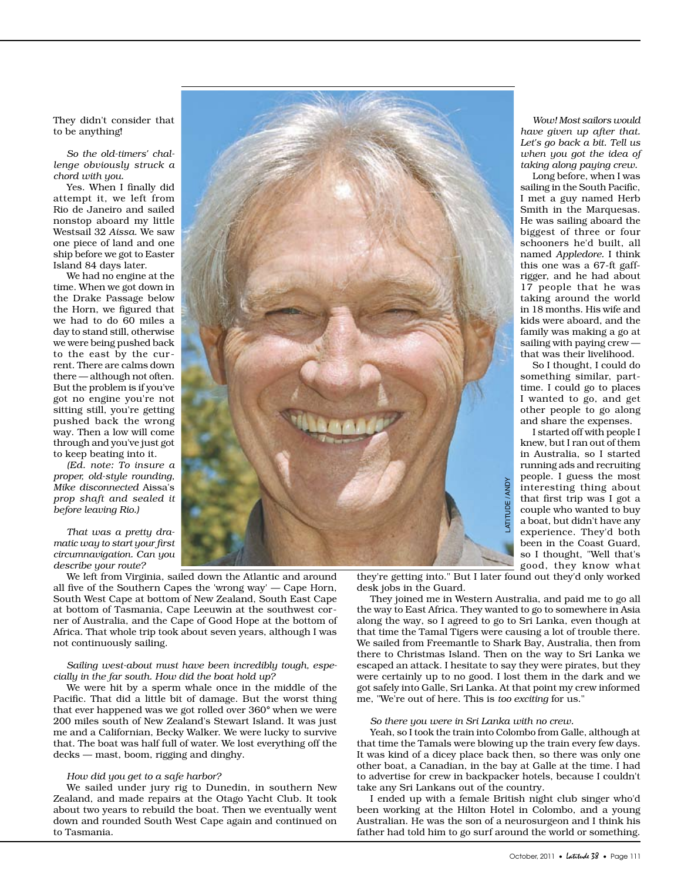They didn't consider that to be anything!

*So the old-timers' challenge obviously struck a chord with you.*

Yes. When I finally did attempt it, we left from Rio de Janeiro and sailed nonstop aboard my little Westsail 32 *Aissa*. We saw one piece of land and one ship before we got to Easter Island 84 days later.

We had no engine at the time. When we got down in the Drake Passage below the Horn, we figured that we had to do 60 miles a day to stand still, otherwise we were being pushed back to the east by the current. There are calms down there — although not often. But the problem is if you've got no engine you're not sitting still, you're getting pushed back the wrong way. Then a low will come through and you've just got to keep beating into it.

*(Ed. note: To insure a proper, old-style rounding, Mike disconnected* Aissa*'s prop shaft and sealed it before leaving Rio.)*

*That was a pretty dramatic way to start your first circumnavigation. Can you describe your route?*

We left from Virginia, sailed down the Atlantic and around all five of the Southern Capes the 'wrong way' — Cape Horn, South West Cape at bottom of New Zealand, South East Cape at bottom of Tasmania, Cape Leeuwin at the southwest corner of Australia, and the Cape of Good Hope at the bottom of Africa. That whole trip took about seven years, although I was not continuously sailing.

*Sailing west-about must have been incredibly tough, especially in the far south. How did the boat hold up?*

We were hit by a sperm whale once in the middle of the Pacific. That did a little bit of damage. But the worst thing that ever happened was we got rolled over 360° when we were 200 miles south of New Zealand's Stewart Island. It was just me and a Californian, Becky Walker. We were lucky to survive that. The boat was half full of water. We lost everything off the decks — mast, boom, rigging and dinghy.

*How did you get to a safe harbor?*

We sailed under jury rig to Dunedin, in southern New Zealand, and made repairs at the Otago Yacht Club. It took about two years to rebuild the boat. Then we eventually went down and rounded South West Cape again and continued on to Tasmania.

LATITUDE / ANDY

*Wow! Most sailors would have given up after that. Let's go back a bit. Tell us when you got the idea of taking along paying crew.*

Long before, when I was sailing in the South Pacific, I met a guy named Herb Smith in the Marquesas. He was sailing aboard the biggest of three or four schooners he'd built, all named *Appledore*. I think this one was a 67-ft gaff-rigger, and he had about 17 people that he was taking around the world in 18 months. His wife and kids were aboard, and the family was making a go at sailing with paying crew — that was their livelihood.

So I thought, I could do something similar, part-time. I could go to places I wanted to go, and get other people to go along and share the expenses.

I started off with people I knew, but I ran out of them in Australia, so I started running ads and recruiting people. I guess the most interesting thing about that first trip was I got a couple who wanted to buy a boat, but didn't have any experience. They'd both been in the Coast Guard, so I thought, "Well that's good, they know what they're getting into." But I later found out they'd only worked desk jobs in the Guard.

They joined me in Western Australia, and paid me to go all the way to East Africa. They wanted to go to somewhere in Asia along the way, so I agreed to go to Sri Lanka, even though at that time the Tamal Tigers were causing a lot of trouble there. We sailed from Freemantle to Shark Bay, Australia, then from there to Christmas Island. Then on the way to Sri Lanka we escaped an attack. I hesitate to say they were pirates, but they were certainly up to no good. I lost them in the dark and we got safely into Galle, Sri Lanka. At that point my crew informed me, "We're out of here. This is *too exciting* for us."

*So there you were in Sri Lanka with no crew.*

Yeah, so I took the train into Colombo from Galle, although at that time the Tamals were blowing up the train every few days. It was kind of a dicey place back then, so there was only one other boat, a Canadian, in the bay at Galle at the time. I had to advertise for crew in backpacker hotels, because I couldn't take any Sri Lankans out of the country.

I ended up with a female British night club singer who'd been working at the Hilton Hotel in Colombo, and a young Australian. He was the son of a neurosurgeon and I think his father had told him to go surf around the world or something.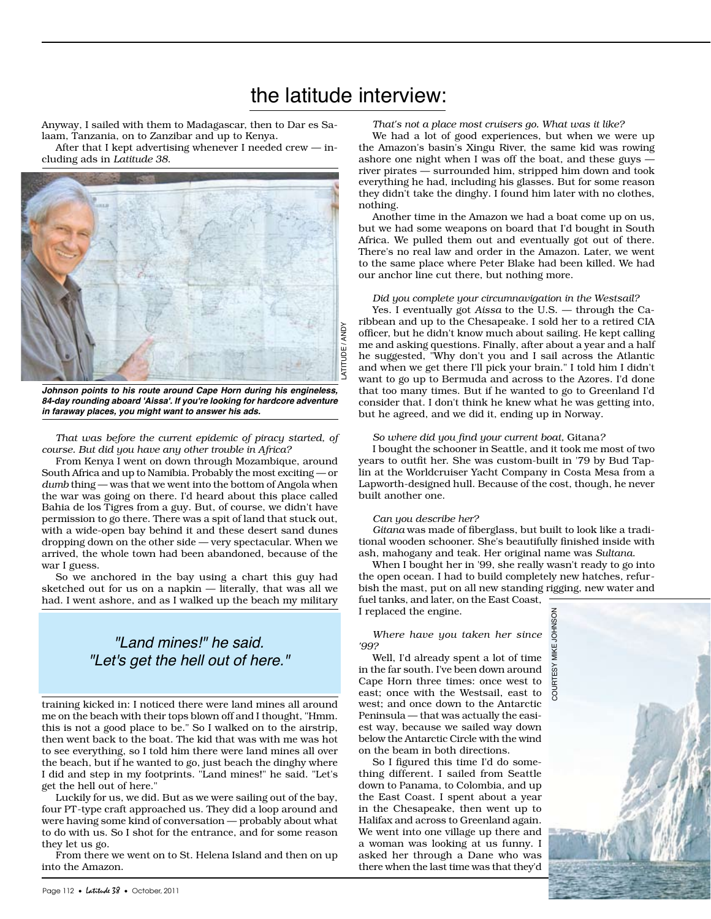## the latitude interview:

Anyway, I sailed with them to Madagascar, then to Dar es Salaam, Tanzania, on to Zanzibar and up to Kenya.

After that I kept advertising whenever I needed crew — including ads in *Latitude 38*.

***Johnson points to his route around Cape Horn during his engineless, 84-day rounding aboard 'Aissa'. If you're looking for hardcore adventure in faraway places, you might want to answer his ads.***

*That was before the current epidemic of piracy started, of course. But did you have any other trouble in Africa?*

From Kenya I went on down through Mozambique, around South Africa and up to Namibia. Probably the most exciting — or *dumb* thing — was that we went into the bottom of Angola when the war was going on there. I'd heard about this place called Bahia de los Tigres from a guy. But, of course, we didn't have permission to go there. There was a spit of land that stuck out, with a wide-open bay behind it and these desert sand dunes dropping down on the other side — very spectacular. When we arrived, the whole town had been abandoned, because of the war I guess.

So we anchored in the bay using a chart this guy had sketched out for us on a napkin — literally, that was all we had. I went ashore, and as I walked up the beach my military training kicked in: I noticed there were land mines all around me on the beach with their tops blown off and I thought, "Hmm. this is not a good place to be." So I walked on to the airstrip, then went back to the boat. The kid that was with me was hot to see everything, so I told him there were land mines all over the beach, but if he wanted to go, just beach the dinghy where I did and step in my footprints. "Land mines!" he said. "Let's get the hell out of here."

> *"Land mines!" he said. "Let's get the hell out of here."*

Luckily for us, we did. But as we were sailing out of the bay, four PT-type craft approached us. They did a loop around and were having some kind of conversation — probably about what to do with us. So I shot for the entrance, and for some reason they let us go.

From there we went on to St. Helena Island and then on up into the Amazon.

*That's not a place most cruisers go. What was it like?*

We had a lot of good experiences, but when we were up the Amazon's basin's Xingu River, the same kid was rowing ashore one night when I was off the boat, and these guys — river pirates — surrounded him, stripped him down and took everything he had, including his glasses. But for some reason they didn't take the dinghy. I found him later with no clothes, nothing.

Another time in the Amazon we had a boat come up on us, but we had some weapons on board that I'd bought in South Africa. We pulled them out and eventually got out of there. There's no real law and order in the Amazon. Later, we went to the same place where Peter Blake had been killed. We had our anchor line cut there, but nothing more.

*Did you complete your circumnavigation in the Westsail?*

Yes. I eventually got *Aissa* to the U.S. — through the Caribbean and up to the Chesapeake. I sold her to a retired CIA officer, but he didn't know much about sailing. He kept calling me and asking questions. Finally, after about a year and a half he suggested, "Why don't you and I sail across the Atlantic and when we get there I'll pick your brain." I told him I didn't want to go up to Bermuda and across to the Azores. I'd done that too many times. But if he wanted to go to Greenland I'd consider that. I don't think he knew what he was getting into, but he agreed, and we did it, ending up in Norway.

*So where did you find your current boat,* Gitana*?*

I bought the schooner in Seattle, and it took me most of two years to outfit her. She was custom-built in '79 by Bud Taplin at the Worldcruiser Yacht Company in Costa Mesa from a Lapworth-designed hull. Because of the cost, though, he never built another one.

*Can you describe her?*

*Gitana* was made of fiberglass, but built to look like a traditional wooden schooner. She's beautifully finished inside with ash, mahogany and teak. Her original name was *Sultana*.

When I bought her in '99, she really wasn't ready to go into the open ocean. I had to build completely new hatches, refurbish the mast, put on all new standing rigging, new water and fuel tanks, and later, on the East Coast, I replaced the engine.

*Where have you taken her since '99?*

Well, I'd already spent a lot of time in the far south. I've been down around Cape Horn three times: once west to east; once with the Westsail, east to west; and once down to the Antarctic Peninsula — that was actually the easiest way, because we sailed way down below the Antarctic Circle with the wind on the beam in both directions.

So I figured this time I'd do something different. I sailed from Seattle down to Panama, to Colombia, and up the East Coast. I spent about a year in the Chesapeake, then went up to Halifax and across to Greenland again. We went into one village up there and a woman was looking at us funny. I asked her through a Dane who was there when the last time was that they'd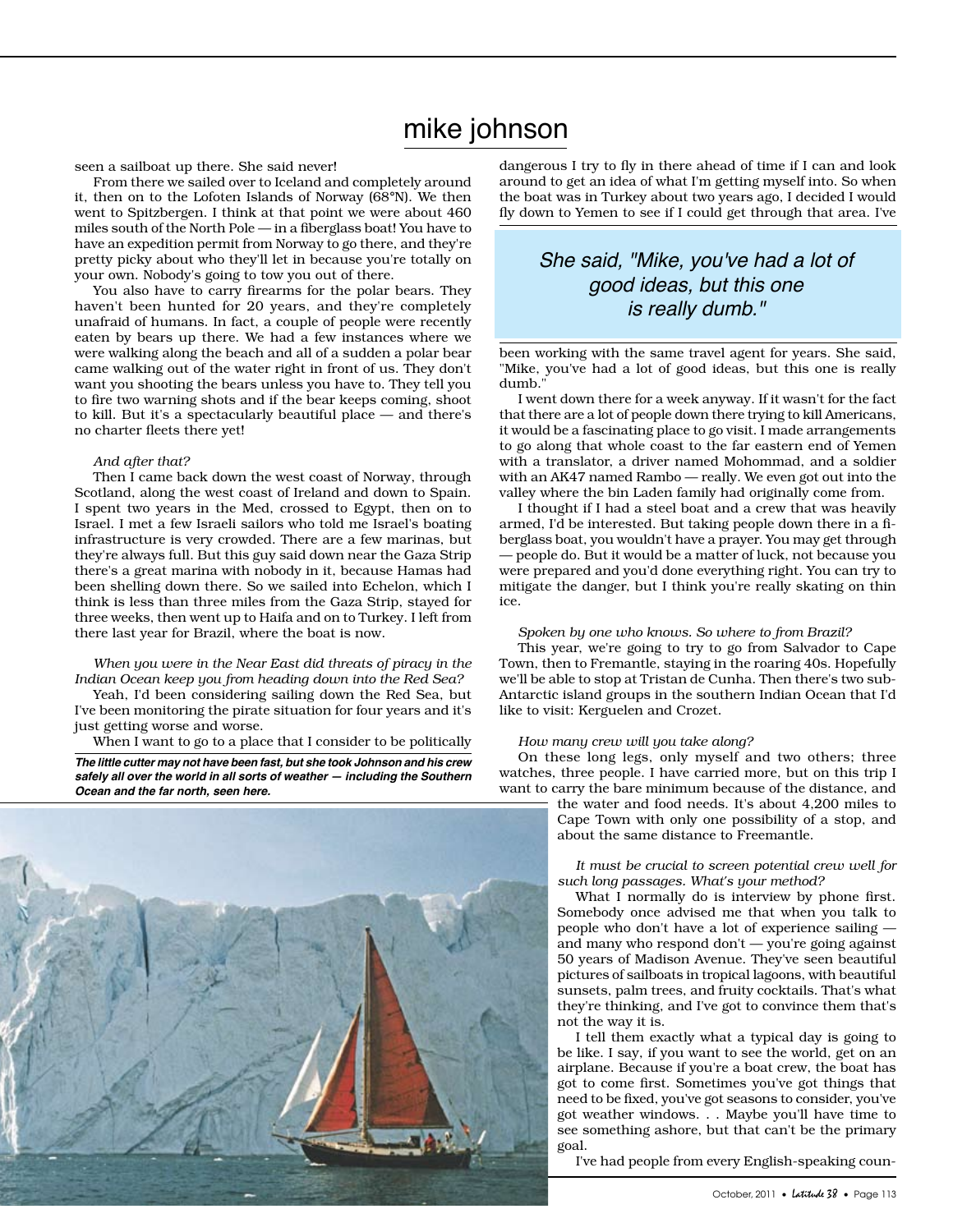seen a sailboat up there. She said never!

From there we sailed over to Iceland and completely around it, then on to the Lofoten Islands of Norway (68°N). We then went to Spitzbergen. I think at that point we were about 460 miles south of the North Pole — in a fiberglass boat! You have to have an expedition permit from Norway to go there, and they're pretty picky about who they'll let in because you're totally on your own. Nobody's going to tow you out of there.

You also have to carry firearms for the polar bears. They haven't been hunted for 20 years, and they're completely unafraid of humans. In fact, a couple of people were recently eaten by bears up there. We had a few instances where we were walking along the beach and all of a sudden a polar bear came walking out of the water right in front of us. They don't want you shooting the bears unless you have to. They tell you to fire two warning shots and if the bear keeps coming, shoot to kill. But it's a spectacularly beautiful place — and there's no charter fleets there yet!

*And after that?*

Then I came back down the west coast of Norway, through Scotland, along the west coast of Ireland and down to Spain. I spent two years in the Med, crossed to Egypt, then on to Israel. I met a few Israeli sailors who told me Israel's boating infrastructure is very crowded. There are a few marinas, but they're always full. But this guy said down near the Gaza Strip there's a great marina with nobody in it, because Hamas had been shelling down there. So we sailed into Echelon, which I think is less than three miles from the Gaza Strip, stayed for three weeks, then went up to Haifa and on to Turkey. I left from there last year for Brazil, where the boat is now.

*When you were in the Near East did threats of piracy in the Indian Ocean keep you from heading down into the Red Sea?*

Yeah, I'd been considering sailing down the Red Sea, but I've been monitoring the pirate situation for four years and it's just getting worse and worse.

When I want to go to a place that I consider to be politically dangerous I try to fly in there ahead of time if I can and look around to get an idea of what I'm getting myself into. So when the boat was in Turkey about two years ago, I decided I would fly down to Yemen to see if I could get through that area. I've been working with the same travel agent for years. She said, "Mike, you've had a lot of good ideas, but this one is really dumb."

*She said, "Mike, you've had a lot of good ideas, but this one is really dumb."*

I went down there for a week anyway. If it wasn't for the fact that there are a lot of people down there trying to kill Americans, it would be a fascinating place to go visit. I made arrangements to go along that whole coast to the far eastern end of Yemen with a translator, a driver named Mohommad, and a soldier with an AK47 named Rambo — really. We even got out into the valley where the bin Laden family had originally come from.

I thought if I had a steel boat and a crew that was heavily armed, I'd be interested. But taking people down there in a fiberglass boat, you wouldn't have a prayer. You may get through — people do. But it would be a matter of luck, not because you were prepared and you'd done everything right. You can try to mitigate the danger, but I think you're really skating on thin ice.

*Spoken by one who knows. So where to from Brazil?*

This year, we're going to try to go from Salvador to Cape Town, then to Fremantle, staying in the roaring 40s. Hopefully we'll be able to stop at Tristan de Cunha. Then there's two sub-Antarctic island groups in the southern Indian Ocean that I'd like to visit: Kerguelen and Crozet.

*How many crew will you take along?*

On these long legs, only myself and two others; three watches, three people. I have carried more, but on this trip I want to carry the bare minimum because of the distance, and the water and food needs. It's about 4,200 miles to Cape Town with only one possibility of a stop, and about the same distance to Freemantle.

*It must be crucial to screen potential crew well for such long passages. What's your method?*

What I normally do is interview by phone first. Somebody once advised me that when you talk to people who don't have a lot of experience sailing — and many who respond don't — you're going against 50 years of Madison Avenue. They've seen beautiful pictures of sailboats in tropical lagoons, with beautiful sunsets, palm trees, and fruity cocktails. That's what they're thinking, and I've got to convince them that's not the way it is.

I tell them exactly what a typical day is going to be like. I say, if you want to see the world, get on an airplane. Because if you're a boat crew, the boat has got to come first. Sometimes you've got things that need to be fixed, you've got seasons to consider, you've got weather windows. . . Maybe you'll have time to see something ashore, but that can't be the primary goal.

I've had people from every English-speaking coun-

***The little cutter may not have been fast, but she took Johnson and his crew safely all over the world in all sorts of weather — including the Southern Ocean and the far north, seen here.***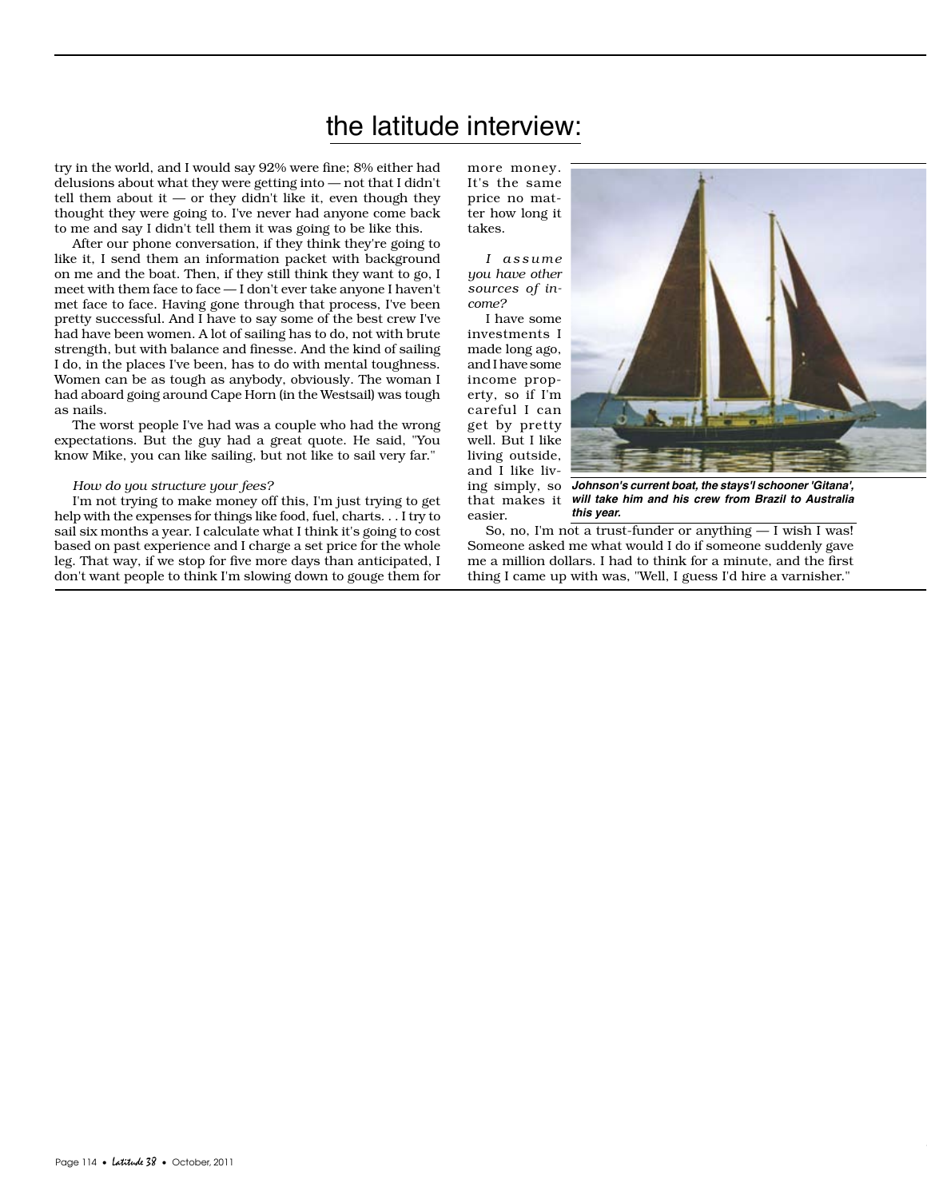try in the world, and I would say 92% were fine; 8% either had delusions about what they were getting into — not that I didn't tell them about it — or they didn't like it, even though they thought they were going to. I've never had anyone come back to me and say I didn't tell them it was going to be like this.

After our phone conversation, if they think they're going to like it, I send them an information packet with background on me and the boat. Then, if they still think they want to go, I meet with them face to face — I don't ever take anyone I haven't met face to face. Having gone through that process, I've been pretty successful. And I have to say some of the best crew I've had have been women. A lot of sailing has to do, not with brute strength, but with balance and finesse. And the kind of sailing I do, in the places I've been, has to do with mental toughness. Women can be as tough as anybody, obviously. The woman I had aboard going around Cape Horn (in the Westsail) was tough as nails.

The worst people I've had was a couple who had the wrong expectations. But the guy had a great quote. He said, "You know Mike, you can like sailing, but not like to sail very far."

*How do you structure your fees?*

I'm not trying to make money off this, I'm just trying to get help with the expenses for things like food, fuel, charts. . . I try to sail six months a year. I calculate what I think it's going to cost based on past experience and I charge a set price for the whole leg. That way, if we stop for five more days than anticipated, I don't want people to think I'm slowing down to gouge them for more money. It's the same price no matter how long it takes.

*I assume you have other sources of income?*

I have some investments I made long ago, and I have some income property, so if I'm careful I can get by pretty well. But I like living outside, and I like living simply, so that makes it easier.

So, no, I'm not a trust-funder or anything — I wish I was! Someone asked me what would I do if someone suddenly gave me a million dollars. I had to think for a minute, and the first thing I came up with was, "Well, I guess I'd hire a varnisher."

***Johnson's current boat, the stays'l schooner 'Gitana', will take him and his crew from Brazil to Australia this year.***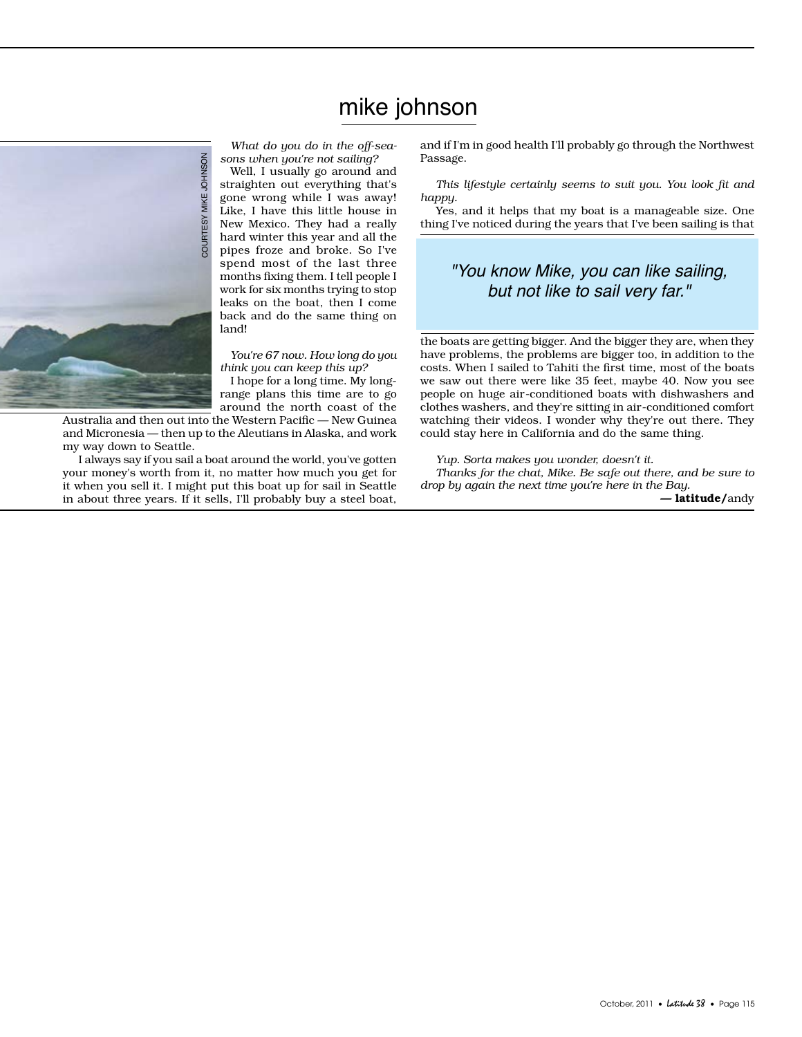# mike johnson

*What do you do in the off-seasons when you're not sailing?*

Well, I usually go around and straighten out everything that's gone wrong while I was away! Like, I have this little house in New Mexico. They had a really hard winter this year and all the pipes froze and broke. So I've spend most of the last three months fixing them. I tell people I work for six months trying to stop leaks on the boat, then I come back and do the same thing on land!

*You're 67 now. How long do you think you can keep this up?*

I hope for a long time. My long-range plans this time are to go around the north coast of the Australia and then out into the Western Pacific — New Guinea and Micronesia — then up to the Aleutians in Alaska, and work my way down to Seattle.

I always say if you sail a boat around the world, you've gotten your money's worth from it, no matter how much you get for it when you sell it. I might put this boat up for sail in Seattle in about three years. If it sells, I'll probably buy a steel boat, and if I'm in good health I'll probably go through the Northwest Passage.

*This lifestyle certainly seems to suit you. You look fit and happy.*

Yes, and it helps that my boat is a manageable size. One thing I've noticed during the years that I've been sailing is that the boats are getting bigger. And the bigger they are, when they have problems, the problems are bigger too, in addition to the costs. When I sailed to Tahiti the first time, most of the boats we saw out there were like 35 feet, maybe 40. Now you see people on huge air-conditioned boats with dishwashers and clothes washers, and they're sitting in air-conditioned comfort watching their videos. I wonder why they're out there. They could stay here in California and do the same thing.

> *"You know Mike, you can like sailing, but not like to sail very far."*

*Yup. Sorta makes you wonder, doesn't it.*

*Thanks for the chat, Mike. Be safe out there, and be sure to drop by again the next time you're here in the Bay.*

**— latitude/**andy